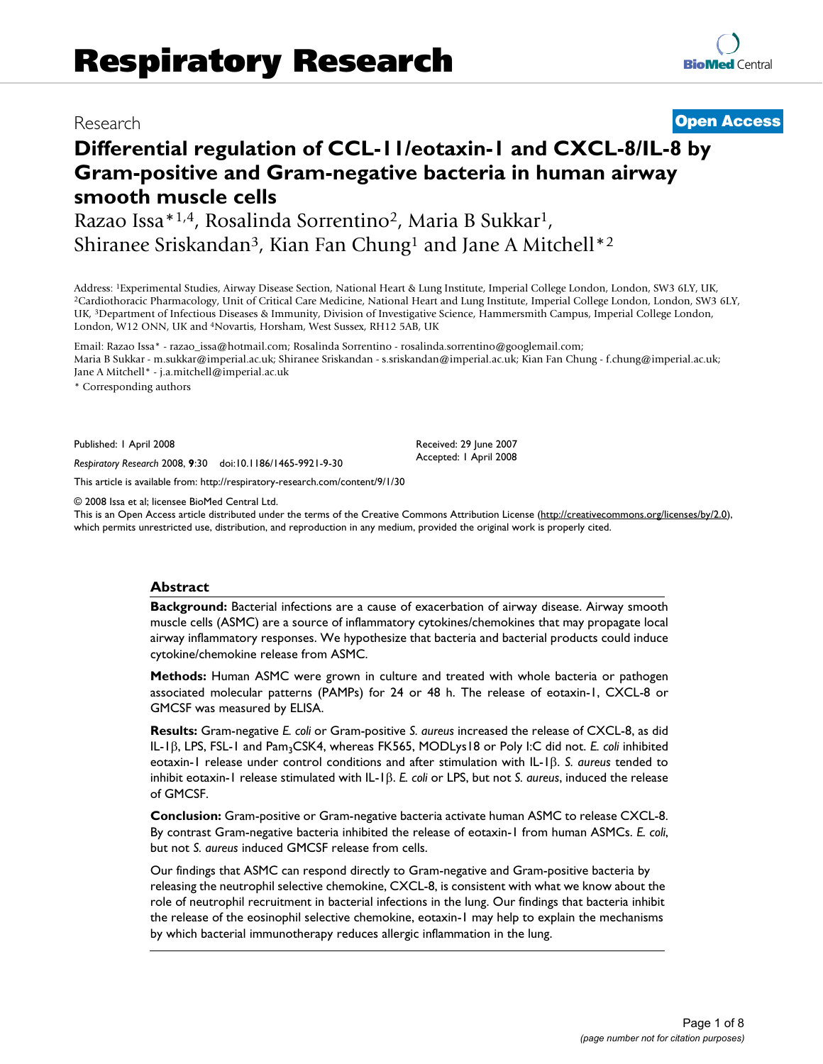# Differential regulation of CCL-11/eotaxin-1 and CXCL-8/IL-8 by Gram-positive and Gram-negative bacteria in human airway smooth muscle cells

Research | Open Access

Razao Issa*[1,4], Rosalinda Sorrentino[2], Maria B Sukkar[1], Shiranee Sriskandan[3], Kian Fan Chung[1] and Jane A Mitchell*[2]

Address: [1]Experimental Studies, Airway Disease Section, National Heart & Lung Institute, Imperial College London, London, SW3 6LY, UK, [2]Cardiothoracic Pharmacology, Unit of Critical Care Medicine, National Heart and Lung Institute, Imperial College London, London, SW3 6LY, UK, [3]Department of Infectious Diseases & Immunity, Division of Investigative Science, Hammersmith Campus, Imperial College London, London, W12 ONN, UK and [4]Novartis, Horsham, West Sussex, RH12 5AB, UK

Email: Razao Issa* - razao_issa@hotmail.com; Rosalinda Sorrentino - rosalinda.sorrentino@googlemail.com; Maria B Sukkar - m.sukkar@imperial.ac.uk; Shiranee Sriskandan - s.sriskandan@imperial.ac.uk; Kian Fan Chung - f.chung@imperial.ac.uk; Jane A Mitchell* - j.a.mitchell@imperial.ac.uk

\* Corresponding authors

Published: 1 April 2008

*Respiratory Research* 2008, **9**:30 doi:10.1186/1465-9921-9-30

Received: 29 June 2007
Accepted: 1 April 2008

This article is available from: http://respiratory-research.com/content/9/1/30

© 2008 Issa et al; licensee BioMed Central Ltd.
This is an Open Access article distributed under the terms of the Creative Commons Attribution License (http://creativecommons.org/licenses/by/2.0), which permits unrestricted use, distribution, and reproduction in any medium, provided the original work is properly cited.

## Abstract

**Background:** Bacterial infections are a cause of exacerbation of airway disease. Airway smooth muscle cells (ASMC) are a source of inflammatory cytokines/chemokines that may propagate local airway inflammatory responses. We hypothesize that bacteria and bacterial products could induce cytokine/chemokine release from ASMC.

**Methods:** Human ASMC were grown in culture and treated with whole bacteria or pathogen associated molecular patterns (PAMPs) for 24 or 48 h. The release of eotaxin-1, CXCL-8 or GMCSF was measured by ELISA.

**Results:** Gram-negative *E. coli* or Gram-positive *S. aureus* increased the release of CXCL-8, as did IL-1β, LPS, FSL-1 and $Pam_3CSK4$, whereas FK565, MODLys18 or Poly I:C did not. *E. coli* inhibited eotaxin-1 release under control conditions and after stimulation with IL-1β. *S. aureus* tended to inhibit eotaxin-1 release stimulated with IL-1β. *E. coli* or LPS, but not *S. aureus*, induced the release of GMCSF.

**Conclusion:** Gram-positive or Gram-negative bacteria activate human ASMC to release CXCL-8. By contrast Gram-negative bacteria inhibited the release of eotaxin-1 from human ASMCs. *E. coli*, but not *S. aureus* induced GMCSF release from cells.

Our findings that ASMC can respond directly to Gram-negative and Gram-positive bacteria by releasing the neutrophil selective chemokine, CXCL-8, is consistent with what we know about the role of neutrophil recruitment in bacterial infections in the lung. Our findings that bacteria inhibit the release of the eosinophil selective chemokine, eotaxin-1 may help to explain the mechanisms by which bacterial immunotherapy reduces allergic inflammation in the lung.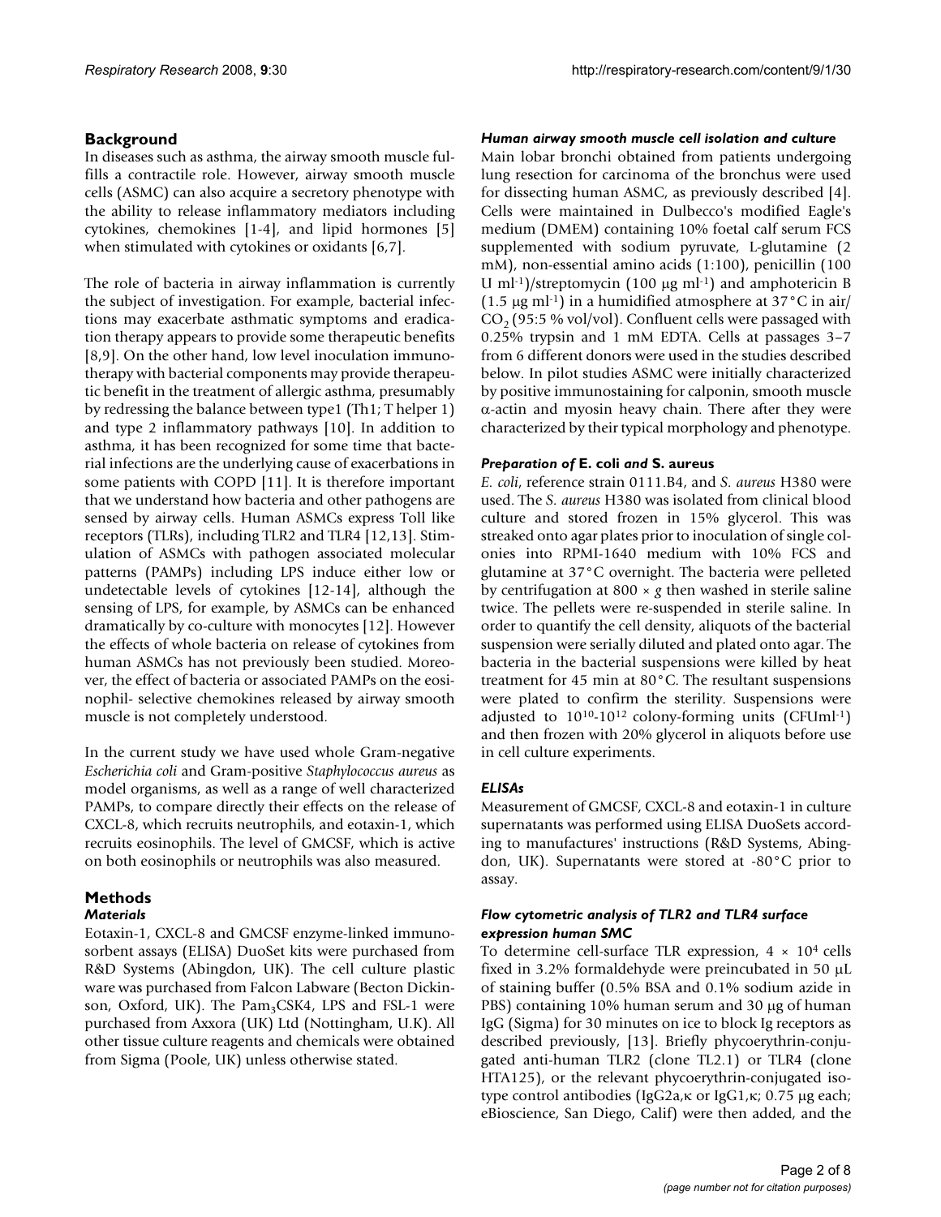## Background

In diseases such as asthma, the airway smooth muscle fulfills a contractile role. However, airway smooth muscle cells (ASMC) can also acquire a secretory phenotype with the ability to release inflammatory mediators including cytokines, chemokines [1-4], and lipid hormones [5] when stimulated with cytokines or oxidants [6,7].

The role of bacteria in airway inflammation is currently the subject of investigation. For example, bacterial infections may exacerbate asthmatic symptoms and eradication therapy appears to provide some therapeutic benefits [8,9]. On the other hand, low level inoculation immunotherapy with bacterial components may provide therapeutic benefit in the treatment of allergic asthma, presumably by redressing the balance between type1 (Th1; T helper 1) and type 2 inflammatory pathways [10]. In addition to asthma, it has been recognized for some time that bacterial infections are the underlying cause of exacerbations in some patients with COPD [11]. It is therefore important that we understand how bacteria and other pathogens are sensed by airway cells. Human ASMCs express Toll like receptors (TLRs), including TLR2 and TLR4 [12,13]. Stimulation of ASMCs with pathogen associated molecular patterns (PAMPs) including LPS induce either low or undetectable levels of cytokines [12-14], although the sensing of LPS, for example, by ASMCs can be enhanced dramatically by co-culture with monocytes [12]. However the effects of whole bacteria on release of cytokines from human ASMCs has not previously been studied. Moreover, the effect of bacteria or associated PAMPs on the eosinophil- selective chemokines released by airway smooth muscle is not completely understood.

In the current study we have used whole Gram-negative *Escherichia coli* and Gram-positive *Staphylococcus aureus* as model organisms, as well as a range of well characterized PAMPs, to compare directly their effects on the release of CXCL-8, which recruits neutrophils, and eotaxin-1, which recruits eosinophils. The level of GMCSF, which is active on both eosinophils or neutrophils was also measured.

## Methods

### Materials

Eotaxin-1, CXCL-8 and GMCSF enzyme-linked immunosorbent assays (ELISA) DuoSet kits were purchased from R&D Systems (Abingdon, UK). The cell culture plastic ware was purchased from Falcon Labware (Becton Dickinson, Oxford, UK). The $Pam_3CSK4$, LPS and FSL-1 were purchased from Axxora (UK) Ltd (Nottingham, U.K). All other tissue culture reagents and chemicals were obtained from Sigma (Poole, UK) unless otherwise stated.

### Human airway smooth muscle cell isolation and culture

Main lobar bronchi obtained from patients undergoing lung resection for carcinoma of the bronchus were used for dissecting human ASMC, as previously described [4]. Cells were maintained in Dulbecco's modified Eagle's medium (DMEM) containing 10% foetal calf serum FCS supplemented with sodium pyruvate, L-glutamine (2 mM), non-essential amino acids (1:100), penicillin (100 U $ml^{-1}$)/streptomycin (100 μg $ml^{-1}$) and amphotericin B (1.5 μg $ml^{-1}$) in a humidified atmosphere at 37°C in air/$CO_2$ (95:5 % vol/vol). Confluent cells were passaged with 0.25% trypsin and 1 mM EDTA. Cells at passages 3–7 from 6 different donors were used in the studies described below. In pilot studies ASMC were initially characterized by positive immunostaining for calponin, smooth muscle α-actin and myosin heavy chain. There after they were characterized by their typical morphology and phenotype.

### Preparation of *E. coli* and *S. aureus*

*E. coli*, reference strain 0111.B4, and *S. aureus* H380 were used. The *S. aureus* H380 was isolated from clinical blood culture and stored frozen in 15% glycerol. This was streaked onto agar plates prior to inoculation of single colonies into RPMI-1640 medium with 10% FCS and glutamine at 37°C overnight. The bacteria were pelleted by centrifugation at 800 × *g* then washed in sterile saline twice. The pellets were re-suspended in sterile saline. In order to quantify the cell density, aliquots of the bacterial suspension were serially diluted and plated onto agar. The bacteria in the bacterial suspensions were killed by heat treatment for 45 min at 80°C. The resultant suspensions were plated to confirm the sterility. Suspensions were adjusted to $10^{10}$-$10^{12}$ colony-forming units (CFU$ml^{-1}$) and then frozen with 20% glycerol in aliquots before use in cell culture experiments.

### ELISAs

Measurement of GMCSF, CXCL-8 and eotaxin-1 in culture supernatants was performed using ELISA DuoSets according to manufactures' instructions (R&D Systems, Abingdon, UK). Supernatants were stored at -80°C prior to assay.

### Flow cytometric analysis of TLR2 and TLR4 surface expression human SMC

To determine cell-surface TLR expression, $4 \times 10^4$ cells fixed in 3.2% formaldehyde were preincubated in 50 μL of staining buffer (0.5% BSA and 0.1% sodium azide in PBS) containing 10% human serum and 30 μg of human IgG (Sigma) for 30 minutes on ice to block Ig receptors as described previously, [13]. Briefly phycoerythrin-conjugated anti-human TLR2 (clone TL2.1) or TLR4 (clone HTA125), or the relevant phycoerythrin-conjugated isotype control antibodies (IgG2a,κ or IgG1,κ; 0.75 μg each; eBioscience, San Diego, Calif) were then added, and the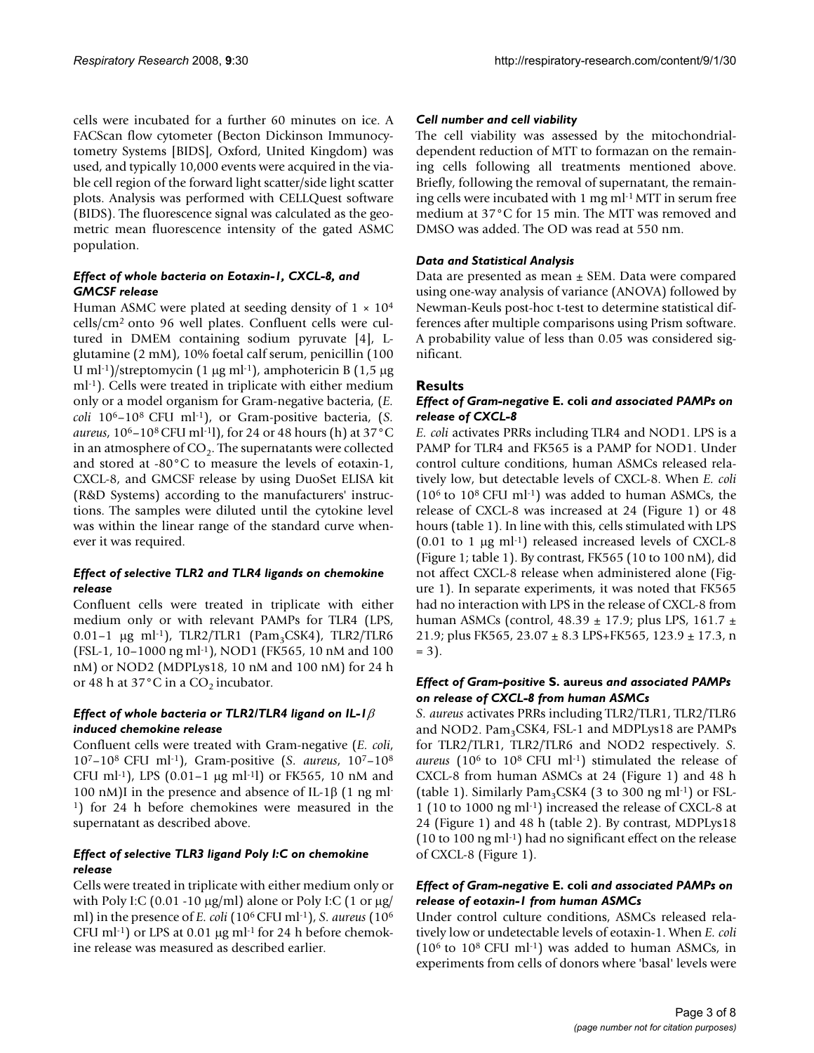cells were incubated for a further 60 minutes on ice. A FACScan flow cytometer (Becton Dickinson Immunocytometry Systems [BIDS], Oxford, United Kingdom) was used, and typically 10,000 events were acquired in the viable cell region of the forward light scatter/side light scatter plots. Analysis was performed with CELLQuest software (BIDS). The fluorescence signal was calculated as the geometric mean fluorescence intensity of the gated ASMC population.

### *Effect of whole bacteria on Eotaxin-1, CXCL-8, and GMCSF release*

Human ASMC were plated at seeding density of $1 \times 10^4$ cells/cm$^2$ onto 96 well plates. Confluent cells were cultured in DMEM containing sodium pyruvate [4], L-glutamine (2 mM), 10% foetal calf serum, penicillin (100 U ml$^{-1}$)/streptomycin (1 μg ml$^{-1}$), amphotericin B (1,5 μg ml$^{-1}$). Cells were treated in triplicate with either medium only or a model organism for Gram-negative bacteria, (*E. coli* $10^6$–$10^8$ CFU ml$^{-1}$), or Gram-positive bacteria, (*S. aureus*, $10^6$–$10^8$ CFU ml$^{-1}$l), for 24 or 48 hours (h) at 37°C in an atmosphere of $CO_2$. The supernatants were collected and stored at -80°C to measure the levels of eotaxin-1, CXCL-8, and GMCSF release by using DuoSet ELISA kit (R&D Systems) according to the manufacturers' instructions. The samples were diluted until the cytokine level was within the linear range of the standard curve whenever it was required.

### *Effect of selective TLR2 and TLR4 ligands on chemokine release*

Confluent cells were treated in triplicate with either medium only or with relevant PAMPs for TLR4 (LPS, 0.01–1 μg ml$^{-1}$), TLR2/TLR1 (Pam$_3$CSK4), TLR2/TLR6 (FSL-1, 10–1000 ng ml$^{-1}$), NOD1 (FK565, 10 nM and 100 nM) or NOD2 (MDPLys18, 10 nM and 100 nM) for 24 h or 48 h at 37°C in a $CO_2$ incubator.

### *Effect of whole bacteria or TLR2/TLR4 ligand on IL-1β induced chemokine release*

Confluent cells were treated with Gram-negative (*E. coli*, $10^7$–$10^8$ CFU ml$^{-1}$), Gram-positive (*S. aureus*, $10^7$–$10^8$ CFU ml$^{-1}$), LPS (0.01–1 μg ml$^{-1}$l) or FK565, 10 nM and 100 nM)I in the presence and absence of IL-1β (1 ng ml$^{-1}$) for 24 h before chemokines were measured in the supernatant as described above.

### *Effect of selective TLR3 ligand Poly I:C on chemokine release*

Cells were treated in triplicate with either medium only or with Poly I:C (0.01 -10 μg/ml) alone or Poly I:C (1 or μg/ml) in the presence of *E. coli* ($10^6$ CFU ml$^{-1}$), *S. aureus* ($10^6$ CFU ml$^{-1}$) or LPS at 0.01 μg ml$^{-1}$ for 24 h before chemokine release was measured as described earlier.

### *Cell number and cell viability*

The cell viability was assessed by the mitochondrial-dependent reduction of MTT to formazan on the remaining cells following all treatments mentioned above. Briefly, following the removal of supernatant, the remaining cells were incubated with 1 mg ml$^{-1}$ MTT in serum free medium at 37°C for 15 min. The MTT was removed and DMSO was added. The OD was read at 550 nm.

### *Data and Statistical Analysis*

Data are presented as mean ± SEM. Data were compared using one-way analysis of variance (ANOVA) followed by Newman-Keuls post-hoc t-test to determine statistical differences after multiple comparisons using Prism software. A probability value of less than 0.05 was considered significant.

## Results

### *Effect of Gram-negative* E. coli *and associated PAMPs on release of CXCL-8*

*E. coli* activates PRRs including TLR4 and NOD1. LPS is a PAMP for TLR4 and FK565 is a PAMP for NOD1. Under control culture conditions, human ASMCs released relatively low, but detectable levels of CXCL-8. When *E. coli* ($10^6$ to $10^8$ CFU ml$^{-1}$) was added to human ASMCs, the release of CXCL-8 was increased at 24 (Figure 1) or 48 hours (table 1). In line with this, cells stimulated with LPS (0.01 to 1 μg ml$^{-1}$) released increased levels of CXCL-8 (Figure 1; table 1). By contrast, FK565 (10 to 100 nM), did not affect CXCL-8 release when administered alone (Figure 1). In separate experiments, it was noted that FK565 had no interaction with LPS in the release of CXCL-8 from human ASMCs (control, 48.39 ± 17.9; plus LPS, 161.7 ± 21.9; plus FK565, 23.07 ± 8.3 LPS+FK565, 123.9 ± 17.3, n = 3).

### *Effect of Gram-positive* S. aureus *and associated PAMPs on release of CXCL-8 from human ASMCs*

*S. aureus* activates PRRs including TLR2/TLR1, TLR2/TLR6 and NOD2. Pam$_3$CSK4, FSL-1 and MDPLys18 are PAMPs for TLR2/TLR1, TLR2/TLR6 and NOD2 respectively. *S. aureus* ($10^6$ to $10^8$ CFU ml$^{-1}$) stimulated the release of CXCL-8 from human ASMCs at 24 (Figure 1) and 48 h (table 1). Similarly Pam$_3$CSK4 (3 to 300 ng ml$^{-1}$) or FSL-1 (10 to 1000 ng ml$^{-1}$) increased the release of CXCL-8 at 24 (Figure 1) and 48 h (table 2). By contrast, MDPLys18 (10 to 100 ng ml$^{-1}$) had no significant effect on the release of CXCL-8 (Figure 1).

### *Effect of Gram-negative* E. coli *and associated PAMPs on release of eotaxin-1 from human ASMCs*

Under control culture conditions, ASMCs released relatively low or undetectable levels of eotaxin-1. When *E. coli* ($10^6$ to $10^8$ CFU ml$^{-1}$) was added to human ASMCs, in experiments from cells of donors where 'basal' levels were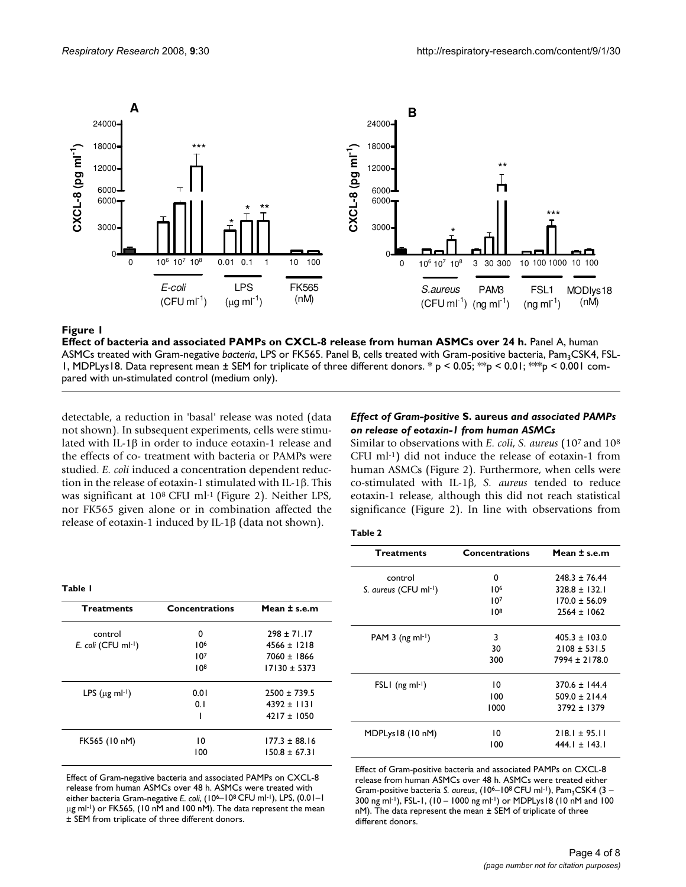**Figure 1**

**Effect of bacteria and associated PAMPs on CXCL-8 release from human ASMCs over 24 h.** Panel A, human ASMCs treated with Gram-negative *bacteria*, LPS or FK565. Panel B, cells treated with Gram-positive bacteria, $Pam_3CSK4$, FSL-1, MDPLys18. Data represent mean ± SEM for triplicate of three different donors. * $p < 0.05$; ** $p < 0.01$; *** $p < 0.001$ compared with un-stimulated control (medium only).

detectable, a reduction in 'basal' release was noted (data not shown). In subsequent experiments, cells were stimulated with IL-1β in order to induce eotaxin-1 release and the effects of co- treatment with bacteria or PAMPs were studied. *E. coli* induced a concentration dependent reduction in the release of eotaxin-1 stimulated with IL-1β. This was significant at $10^8$ CFU ml$^{-1}$ (Figure 2). Neither LPS, nor FK565 given alone or in combination affected the release of eotaxin-1 induced by IL-1β (data not shown).

**Table 1**

| Treatments | Concentrations | Mean ± s.e.m |
|---|---|---|
| control | 0 | 298 ± 71.17 |
| *E. coli* (CFU ml$^{-1}$) | $10^6$ | 4566 ± 1218 |
| | $10^7$ | 7060 ± 1866 |
| | $10^8$ | 17130 ± 5373 |
| LPS (μg ml$^{-1}$) | 0.01 | 2500 ± 739.5 |
| | 0.1 | 4392 ± 1131 |
| | 1 | 4217 ± 1050 |
| FK565 (10 nM) | 10 | 177.3 ± 88.16 |
| | 100 | 150.8 ± 67.31 |

Effect of Gram-negative bacteria and associated PAMPs on CXCL-8 release from human ASMCs over 48 h. ASMCs were treated with either bacteria Gram-negative *E. coli*, ($10^6$–$10^8$ CFU ml$^{-1}$), LPS, (0.01–1 μg ml$^{-1}$) or FK565, (10 nM and 100 nM). The data represent the mean ± SEM from triplicate of three different donors.

### *Effect of Gram-positive* S. aureus *and associated PAMPs on release of eotaxin-1 from human ASMCs*

Similar to observations with *E. coli*, *S. aureus* ($10^7$ and $10^8$ CFU ml$^{-1}$) did not induce the release of eotaxin-1 from human ASMCs (Figure 2). Furthermore, when cells were co-stimulated with IL-1β, *S. aureus* tended to reduce eotaxin-1 release, although this did not reach statistical significance (Figure 2). In line with observations from

**Table 2**

| Treatments | Concentrations | Mean ± s.e.m |
|---|---|---|
| control | 0 | 248.3 ± 76.44 |
| *S. aureus* (CFU ml$^{-1}$) | $10^6$ | 328.8 ± 132.1 |
| | $10^7$ | 170.0 ± 56.09 |
| | $10^8$ | 2564 ± 1062 |
| PAM 3 (ng ml$^{-1}$) | 3 | 405.3 ± 103.0 |
| | 30 | 2108 ± 531.5 |
| | 300 | 7994 ± 2178.0 |
| FSL1 (ng ml$^{-1}$) | 10 | 370.6 ± 144.4 |
| | 100 | 509.0 ± 214.4 |
| | 1000 | 3792 ± 1379 |
| MDPLys18 (10 nM) | 10 | 218.1 ± 95.11 |
| | 100 | 444.1 ± 143.1 |

Effect of Gram-positive bacteria and associated PAMPs on CXCL-8 release from human ASMCs over 48 h. ASMCs were treated either Gram-positive bacteria *S. aureus*, ($10^6$–$10^8$ CFU ml$^{-1}$), $Pam_3CSK4$ (3 – 300 ng ml$^{-1}$), FSL-1, (10 – 1000 ng ml$^{-1}$) or MDPLys18 (10 nM and 100 nM). The data represent the mean ± SEM of triplicate of three different donors.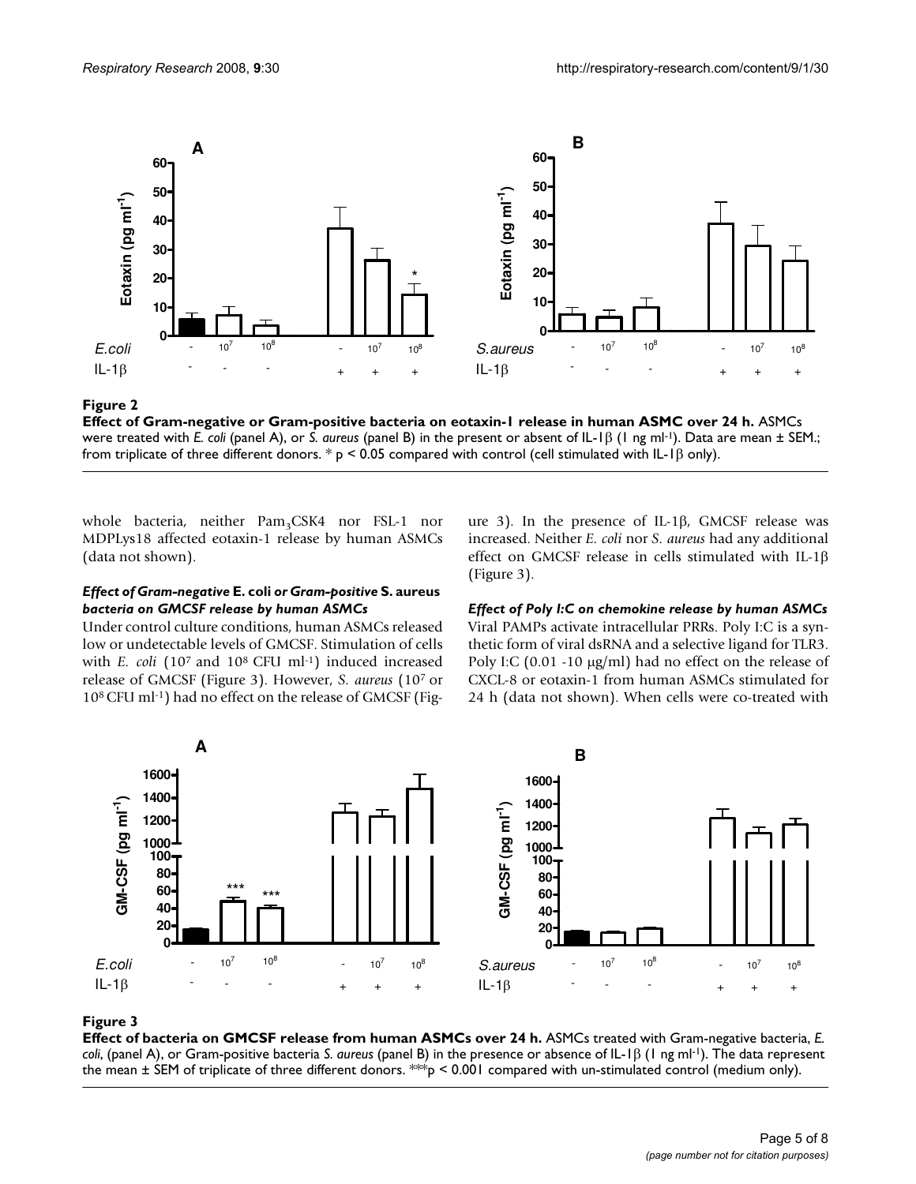**Figure 2**

**Effect of Gram-negative or Gram-positive bacteria on eotaxin-1 release in human ASMC over 24 h.** ASMCs were treated with *E. coli* (panel A), or *S. aureus* (panel B) in the present or absent of IL-1β (1 ng ml$^{-1}$). Data are mean ± SEM.; from triplicate of three different donors. * $p < 0.05$ compared with control (cell stimulated with IL-1β only).

whole bacteria, neither $Pam_3CSK4$ nor FSL-1 nor MDPLys18 affected eotaxin-1 release by human ASMCs (data not shown).

### *Effect of Gram-negative* E. coli *or Gram-positive* S. aureus *bacteria on GMCSF release by human ASMCs*

Under control culture conditions, human ASMCs released low or undetectable levels of GMCSF. Stimulation of cells with *E. coli* ($10^7$ and $10^8$ CFU ml$^{-1}$) induced increased release of GMCSF (Figure 3). However, *S. aureus* ($10^7$ or $10^8$ CFU ml$^{-1}$) had no effect on the release of GMCSF (Figure 3). In the presence of IL-1β, GMCSF release was increased. Neither *E. coli* nor *S. aureus* had any additional effect on GMCSF release in cells stimulated with IL-1β (Figure 3).

### *Effect of Poly I:C on chemokine release by human ASMCs*

Viral PAMPs activate intracellular PRRs. Poly I:C is a synthetic form of viral dsRNA and a selective ligand for TLR3. Poly I:C (0.01 -10 μg/ml) had no effect on the release of CXCL-8 or eotaxin-1 from human ASMCs stimulated for 24 h (data not shown). When cells were co-treated with

**Figure 3**

**Effect of bacteria on GMCSF release from human ASMCs over 24 h.** ASMCs treated with Gram-negative bacteria, *E. coli*, (panel A), or Gram-positive bacteria *S. aureus* (panel B) in the presence or absence of IL-1β (1 ng ml$^{-1}$). The data represent the mean ± SEM of triplicate of three different donors. ***$p < 0.001$ compared with un-stimulated control (medium only).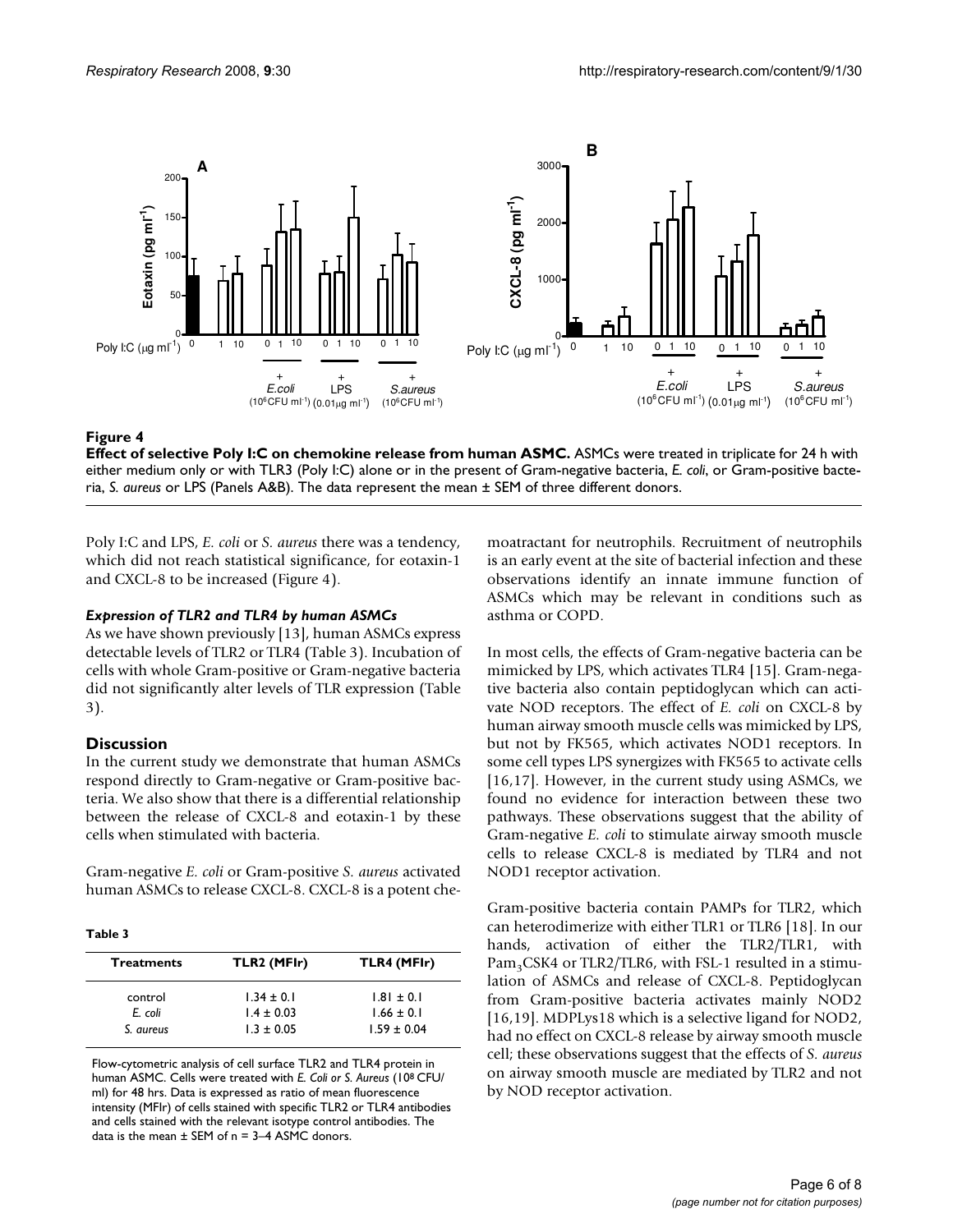**Figure 4**

**Effect of selective Poly I:C on chemokine release from human ASMC.** ASMCs were treated in triplicate for 24 h with either medium only or with TLR3 (Poly I:C) alone or in the present of Gram-negative bacteria, *E. coli*, or Gram-positive bacteria, *S. aureus* or LPS (Panels A&B). The data represent the mean ± SEM of three different donors.

Poly I:C and LPS, *E. coli* or *S. aureus* there was a tendency, which did not reach statistical significance, for eotaxin-1 and CXCL-8 to be increased (Figure 4).

### *Expression of TLR2 and TLR4 by human ASMCs*

As we have shown previously [13], human ASMCs express detectable levels of TLR2 or TLR4 (Table 3). Incubation of cells with whole Gram-positive or Gram-negative bacteria did not significantly alter levels of TLR expression (Table 3).

## Discussion

In the current study we demonstrate that human ASMCs respond directly to Gram-negative or Gram-positive bacteria. We also show that there is a differential relationship between the release of CXCL-8 and eotaxin-1 by these cells when stimulated with bacteria.

Gram-negative *E. coli* or Gram-positive *S. aureus* activated human ASMCs to release CXCL-8. CXCL-8 is a potent chemoattractant for neutrophils. Recruitment of neutrophils is an early event at the site of bacterial infection and these observations identify an innate immune function of ASMCs which may be relevant in conditions such as asthma or COPD.

**Table 3**

| Treatments | TLR2 (MFIr) | TLR4 (MFIr) |
|---|---|---|
| control | 1.34 ± 0.1 | 1.81 ± 0.1 |
| *E. coli* | 1.4 ± 0.03 | 1.66 ± 0.1 |
| *S. aureus* | 1.3 ± 0.05 | 1.59 ± 0.04 |

Flow-cytometric analysis of cell surface TLR2 and TLR4 protein in human ASMC. Cells were treated with *E. Coli or S. Aureus* ($10^8$ CFU/ml) for 48 hrs. Data is expressed as ratio of mean fluorescence intensity (MFIr) of cells stained with specific TLR2 or TLR4 antibodies and cells stained with the relevant isotype control antibodies. The data is the mean ± SEM of n = 3–4 ASMC donors.

In most cells, the effects of Gram-negative bacteria can be mimicked by LPS, which activates TLR4 [15]. Gram-negative bacteria also contain peptidoglycan which can activate NOD receptors. The effect of *E. coli* on CXCL-8 by human airway smooth muscle cells was mimicked by LPS, but not by FK565, which activates NOD1 receptors. In some cell types LPS synergizes with FK565 to activate cells [16,17]. However, in the current study using ASMCs, we found no evidence for interaction between these two pathways. These observations suggest that the ability of Gram-negative *E. coli* to stimulate airway smooth muscle cells to release CXCL-8 is mediated by TLR4 and not NOD1 receptor activation.

Gram-positive bacteria contain PAMPs for TLR2, which can heterodimerize with either TLR1 or TLR6 [18]. In our hands, activation of either the TLR2/TLR1, with $Pam_3CSK4$ or TLR2/TLR6, with FSL-1 resulted in a stimulation of ASMCs and release of CXCL-8. Peptidoglycan from Gram-positive bacteria activates mainly NOD2 [16,19]. MDPLys18 which is a selective ligand for NOD2, had no effect on CXCL-8 release by airway smooth muscle cell; these observations suggest that the effects of *S. aureus* on airway smooth muscle are mediated by TLR2 and not by NOD receptor activation.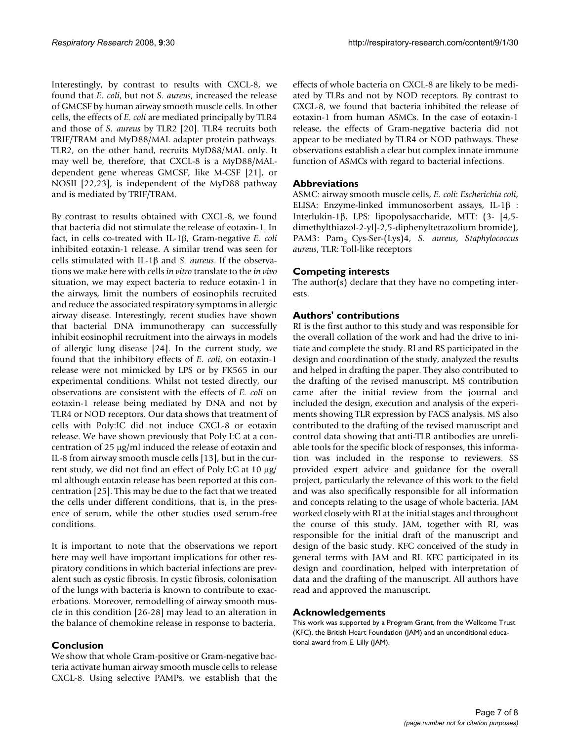Interestingly, by contrast to results with CXCL-8, we found that *E. coli*, but not *S. aureus*, increased the release of GMCSF by human airway smooth muscle cells. In other cells, the effects of *E. coli* are mediated principally by TLR4 and those of *S. aureus* by TLR2 [20]. TLR4 recruits both TRIF/TRAM and MyD88/MAL adapter protein pathways. TLR2, on the other hand, recruits MyD88/MAL only. It may well be, therefore, that CXCL-8 is a MyD88/MAL-dependent gene whereas GMCSF, like M-CSF [21], or NOSII [22,23], is independent of the MyD88 pathway and is mediated by TRIF/TRAM.

By contrast to results obtained with CXCL-8, we found that bacteria did not stimulate the release of eotaxin-1. In fact, in cells co-treated with IL-1β, Gram-negative *E. coli* inhibited eotaxin-1 release. A similar trend was seen for cells stimulated with IL-1β and *S. aureus*. If the observations we make here with cells *in vitro* translate to the *in vivo* situation, we may expect bacteria to reduce eotaxin-1 in the airways, limit the numbers of eosinophils recruited and reduce the associated respiratory symptoms in allergic airway disease. Interestingly, recent studies have shown that bacterial DNA immunotherapy can successfully inhibit eosinophil recruitment into the airways in models of allergic lung disease [24]. In the current study, we found that the inhibitory effects of *E. coli*, on eotaxin-1 release were not mimicked by LPS or by FK565 in our experimental conditions. Whilst not tested directly, our observations are consistent with the effects of *E. coli* on eotaxin-1 release being mediated by DNA and not by TLR4 or NOD receptors. Our data shows that treatment of cells with Poly:IC did not induce CXCL-8 or eotaxin release. We have shown previously that Poly I:C at a concentration of 25 μg/ml induced the release of eotaxin and IL-8 from airway smooth muscle cells [13], but in the current study, we did not find an effect of Poly I:C at 10 μg/ml although eotaxin release has been reported at this concentration [25]. This may be due to the fact that we treated the cells under different conditions, that is, in the presence of serum, while the other studies used serum-free conditions.

It is important to note that the observations we report here may well have important implications for other respiratory conditions in which bacterial infections are prevalent such as cystic fibrosis. In cystic fibrosis, colonisation of the lungs with bacteria is known to contribute to exacerbations. Moreover, remodelling of airway smooth muscle in this condition [26-28] may lead to an alteration in the balance of chemokine release in response to bacteria.

## Conclusion

We show that whole Gram-positive or Gram-negative bacteria activate human airway smooth muscle cells to release CXCL-8. Using selective PAMPs, we establish that the effects of whole bacteria on CXCL-8 are likely to be mediated by TLRs and not by NOD receptors. By contrast to CXCL-8, we found that bacteria inhibited the release of eotaxin-1 from human ASMCs. In the case of eotaxin-1 release, the effects of Gram-negative bacteria did not appear to be mediated by TLR4 or NOD pathways. These observations establish a clear but complex innate immune function of ASMCs with regard to bacterial infections.

## Abbreviations

ASMC: airway smooth muscle cells, *E. coli*: *Escherichia coli*, ELISA: Enzyme-linked immunosorbent assays, IL-1β : Interlukin-1β, LPS: lipopolysaccharide, MTT: (3- [4,5-dimethylthiazol-2-yl]-2,5-diphenyltetrazolium bromide), PAM3: $Pam_3$ Cys-Ser-(Lys)4, *S. aureus*, *Staphylococcus aureus*, TLR: Toll-like receptors

## Competing interests

The author(s) declare that they have no competing interests.

## Authors' contributions

RI is the first author to this study and was responsible for the overall collation of the work and had the drive to initiate and complete the study. RI and RS participated in the design and coordination of the study, analyzed the results and helped in drafting the paper. They also contributed to the drafting of the revised manuscript. MS contribution came after the initial review from the journal and included the design, execution and analysis of the experiments showing TLR expression by FACS analysis. MS also contributed to the drafting of the revised manuscript and control data showing that anti-TLR antibodies are unreliable tools for the specific block of responses, this information was included in the response to reviewers. SS provided expert advice and guidance for the overall project, particularly the relevance of this work to the field and was also specifically responsible for all information and concepts relating to the usage of whole bacteria. JAM worked closely with RI at the initial stages and throughout the course of this study. JAM, together with RI, was responsible for the initial draft of the manuscript and design of the basic study. KFC conceived of the study in general terms with JAM and RI. KFC participated in its design and coordination, helped with interpretation of data and the drafting of the manuscript. All authors have read and approved the manuscript.

## Acknowledgements

This work was supported by a Program Grant, from the Wellcome Trust (KFC), the British Heart Foundation (JAM) and an unconditional educational award from E. Lilly (JAM).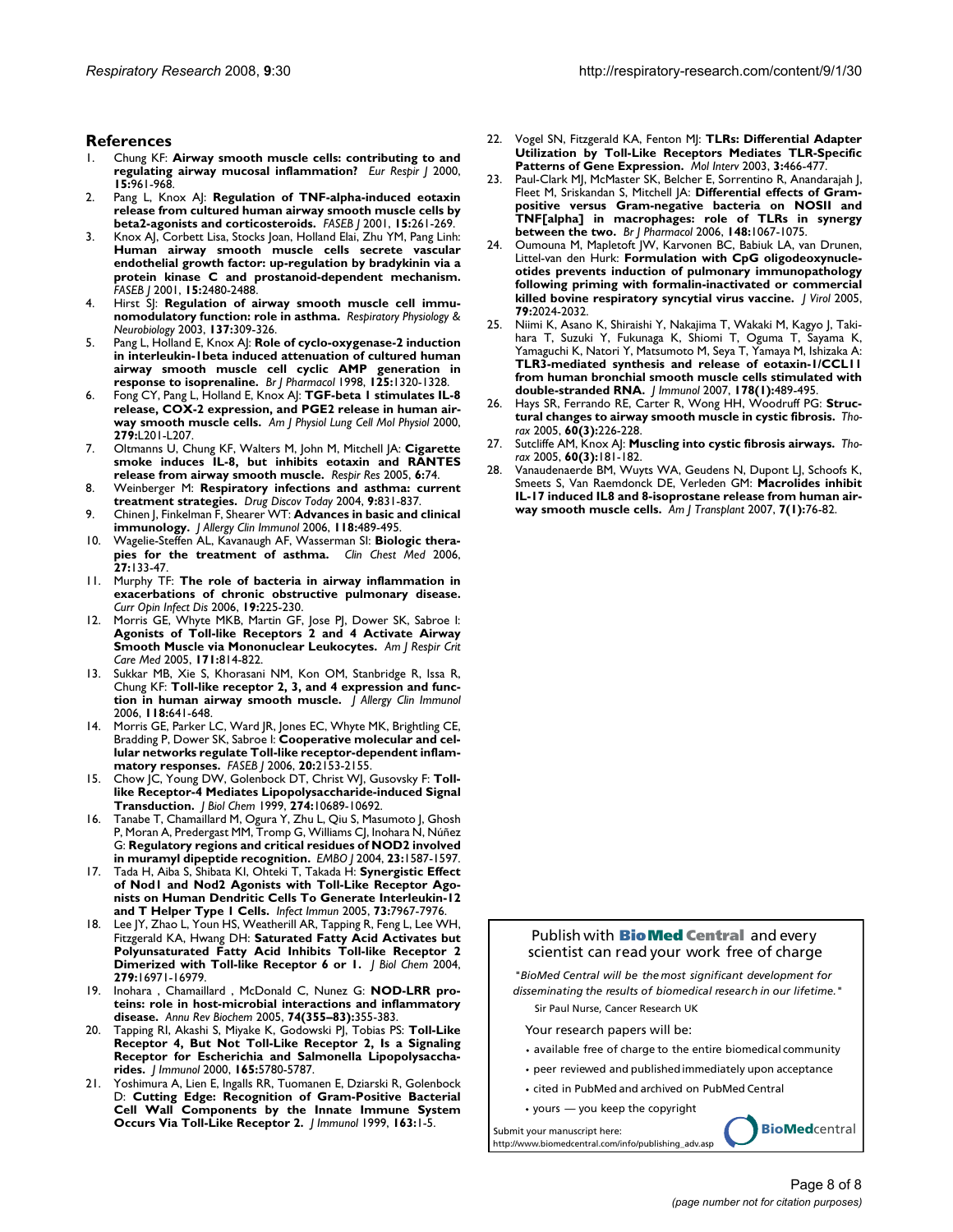## References

1. Chung KF: **Airway smooth muscle cells: contributing to and regulating airway mucosal inflammation?** *Eur Respir J* 2000, **15:**961-968.
2. Pang L, Knox AJ: **Regulation of TNF-alpha-induced eotaxin release from cultured human airway smooth muscle cells by beta2-agonists and corticosteroids.** *FASEB J* 2001, **15:**261-269.
3. Knox AJ, Corbett Lisa, Stocks Joan, Holland Elai, Zhu YM, Pang Linh: **Human airway smooth muscle cells secrete vascular endothelial growth factor: up-regulation by bradykinin via a protein kinase C and prostanoid-dependent mechanism.** *FASEB J* 2001, **15:**2480-2488.
4. Hirst SJ: **Regulation of airway smooth muscle cell immunomodulatory function: role in asthma.** *Respiratory Physiology & Neurobiology* 2003, **137:**309-326.
5. Pang L, Holland E, Knox AJ: **Role of cyclo-oxygenase-2 induction in interleukin-1beta induced attenuation of cultured human airway smooth muscle cell cyclic AMP generation in response to isoprenaline.** *Br J Pharmacol* 1998, **125:**1320-1328.
6. Fong CY, Pang L, Holland E, Knox AJ: **TGF-beta 1 stimulates IL-8 release, COX-2 expression, and PGE2 release in human airway smooth muscle cells.** *Am J Physiol Lung Cell Mol Physiol* 2000, **279:**L201-L207.
7. Oltmanns U, Chung KF, Walters M, John M, Mitchell JA: **Cigarette smoke induces IL-8, but inhibits eotaxin and RANTES release from airway smooth muscle.** *Respir Res* 2005, **6:**74.
8. Weinberger M: **Respiratory infections and asthma: current treatment strategies.** *Drug Discov Today* 2004, **9:**831-837.
9. Chinen J, Finkelman F, Shearer WT: **Advances in basic and clinical immunology.** *J Allergy Clin Immunol* 2006, **118:**489-495.
10. Wagelie-Steffen AL, Kavanaugh AF, Wasserman SI: **Biologic therapies for the treatment of asthma.** *Clin Chest Med* 2006, **27:**133-47.
11. Murphy TF: **The role of bacteria in airway inflammation in exacerbations of chronic obstructive pulmonary disease.** *Curr Opin Infect Dis* 2006, **19:**225-230.
12. Morris GE, Whyte MKB, Martin GF, Jose PJ, Dower SK, Sabroe I: **Agonists of Toll-like Receptors 2 and 4 Activate Airway Smooth Muscle via Mononuclear Leukocytes.** *Am J Respir Crit Care Med* 2005, **171:**814-822.
13. Sukkar MB, Xie S, Khorasani NM, Kon OM, Stanbridge R, Issa R, Chung KF: **Toll-like receptor 2, 3, and 4 expression and function in human airway smooth muscle.** *J Allergy Clin Immunol* 2006, **118:**641-648.
14. Morris GE, Parker LC, Ward JR, Jones EC, Whyte MK, Brightling CE, Bradding P, Dower SK, Sabroe I: **Cooperative molecular and cellular networks regulate Toll-like receptor-dependent inflammatory responses.** *FASEB J* 2006, **20:**2153-2155.
15. Chow JC, Young DW, Golenbock DT, Christ WJ, Gusovsky F: **Toll-like Receptor-4 Mediates Lipopolysaccharide-induced Signal Transduction.** *J Biol Chem* 1999, **274:**10689-10692.
16. Tanabe T, Chamaillard M, Ogura Y, Zhu L, Qiu S, Masumoto J, Ghosh P, Moran A, Predergast MM, Tromp G, Williams CJ, Inohara N, Núñez G: **Regulatory regions and critical residues of NOD2 involved in muramyl dipeptide recognition.** *EMBO J* 2004, **23:**1587-1597.
17. Tada H, Aiba S, Shibata KI, Ohteki T, Takada H: **Synergistic Effect of Nod1 and Nod2 Agonists with Toll-Like Receptor Agonists on Human Dendritic Cells To Generate Interleukin-12 and T Helper Type 1 Cells.** *Infect Immun* 2005, **73:**7967-7976.
18. Lee JY, Zhao L, Youn HS, Weatherill AR, Tapping R, Feng L, Lee WH, Fitzgerald KA, Hwang DH: **Saturated Fatty Acid Activates but Polyunsaturated Fatty Acid Inhibits Toll-like Receptor 2 Dimerized with Toll-like Receptor 6 or 1.** *J Biol Chem* 2004, **279:**16971-16979.
19. Inohara , Chamaillard , McDonald C, Nunez G: **NOD-LRR proteins: role in host-microbial interactions and inflammatory disease.** *Annu Rev Biochem* 2005, **74(355–83):**355-383.
20. Tapping RI, Akashi S, Miyake K, Godowski PJ, Tobias PS: **Toll-Like Receptor 4, But Not Toll-Like Receptor 2, Is a Signaling Receptor for Escherichia and Salmonella Lipopolysaccharides.** *J Immunol* 2000, **165:**5780-5787.
21. Yoshimura A, Lien E, Ingalls RR, Tuomanen E, Dziarski R, Golenbock D: **Cutting Edge: Recognition of Gram-Positive Bacterial Cell Wall Components by the Innate Immune System Occurs Via Toll-Like Receptor 2.** *J Immunol* 1999, **163:**1-5.
22. Vogel SN, Fitzgerald KA, Fenton MJ: **TLRs: Differential Adapter Utilization by Toll-Like Receptors Mediates TLR-Specific Patterns of Gene Expression.** *Mol Interv* 2003, **3:**466-477.
23. Paul-Clark MJ, McMaster SK, Belcher E, Sorrentino R, Anandarajah J, Fleet M, Sriskandan S, Mitchell JA: **Differential effects of Gram-positive versus Gram-negative bacteria on NOSII and TNF[alpha] in macrophages: role of TLRs in synergy between the two.** *Br J Pharmacol* 2006, **148:**1067-1075.
24. Oumouna M, Mapletoft JW, Karvonen BC, Babiuk LA, van Drunen, Littel-van den Hurk: **Formulation with CpG oligodeoxynucleotides prevents induction of pulmonary immunopathology following priming with formalin-inactivated or commercial killed bovine respiratory syncytial virus vaccine.** *J Virol* 2005, **79:**2024-2032.
25. Niimi K, Asano K, Shiraishi Y, Nakajima T, Wakaki M, Kagyo J, Takihara T, Suzuki Y, Fukunaga K, Shiomi T, Oguma T, Sayama K, Yamaguchi K, Natori Y, Matsumoto M, Seya T, Yamaya M, Ishizaka A: **TLR3-mediated synthesis and release of eotaxin-1/CCL11 from human bronchial smooth muscle cells stimulated with double-stranded RNA.** *J Immunol* 2007, **178(1):**489-495.
26. Hays SR, Ferrando RE, Carter R, Wong HH, Woodruff PG: **Structural changes to airway smooth muscle in cystic fibrosis.** *Thorax* 2005, **60(3):**226-228.
27. Sutcliffe AM, Knox AJ: **Muscling into cystic fibrosis airways.** *Thorax* 2005, **60(3):**181-182.
28. Vanaudenaerde BM, Wuyts WA, Geudens N, Dupont LJ, Schoofs K, Smeets S, Van Raemdonck DE, Verleden GM: **Macrolides inhibit IL-17 induced IL8 and 8-isoprostane release from human airway smooth muscle cells.** *Am J Transplant* 2007, **7(1):**76-82.

Publish with **BioMed Central** and every scientist can read your work free of charge

*"BioMed Central will be the most significant development for disseminating the results of biomedical research in our lifetime."*

Sir Paul Nurse, Cancer Research UK

Your research papers will be:

- available free of charge to the entire biomedical community
- peer reviewed and published immediately upon acceptance
- cited in PubMed and archived on PubMed Central
- yours — you keep the copyright

Submit your manuscript here:
http://www.biomedcentral.com/info/publishing_adv.asp

BioMedcentral